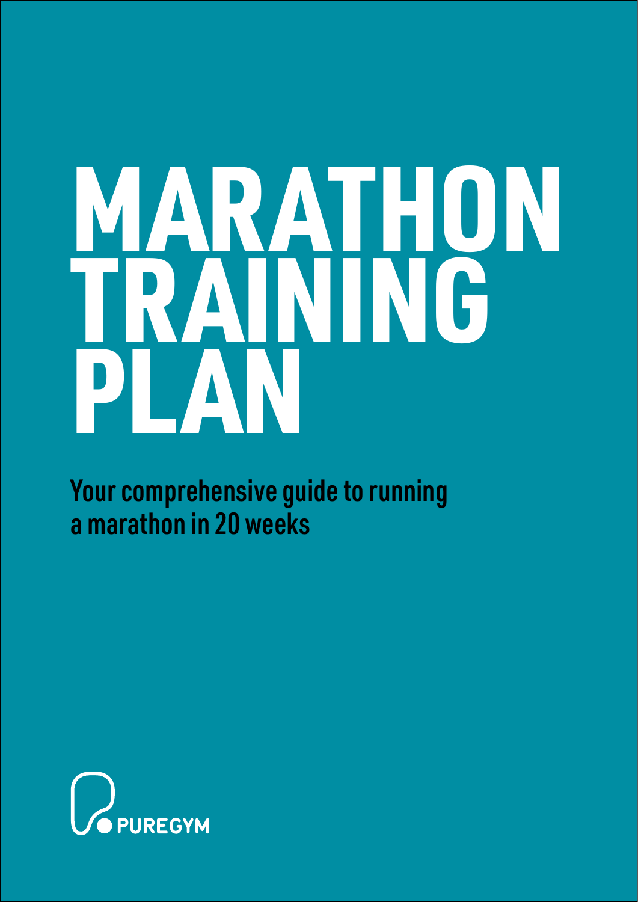# MARATHON TRAINING PLAN

**Your comprehensive guide to running a marathon in 20 weeks**

PUREGYM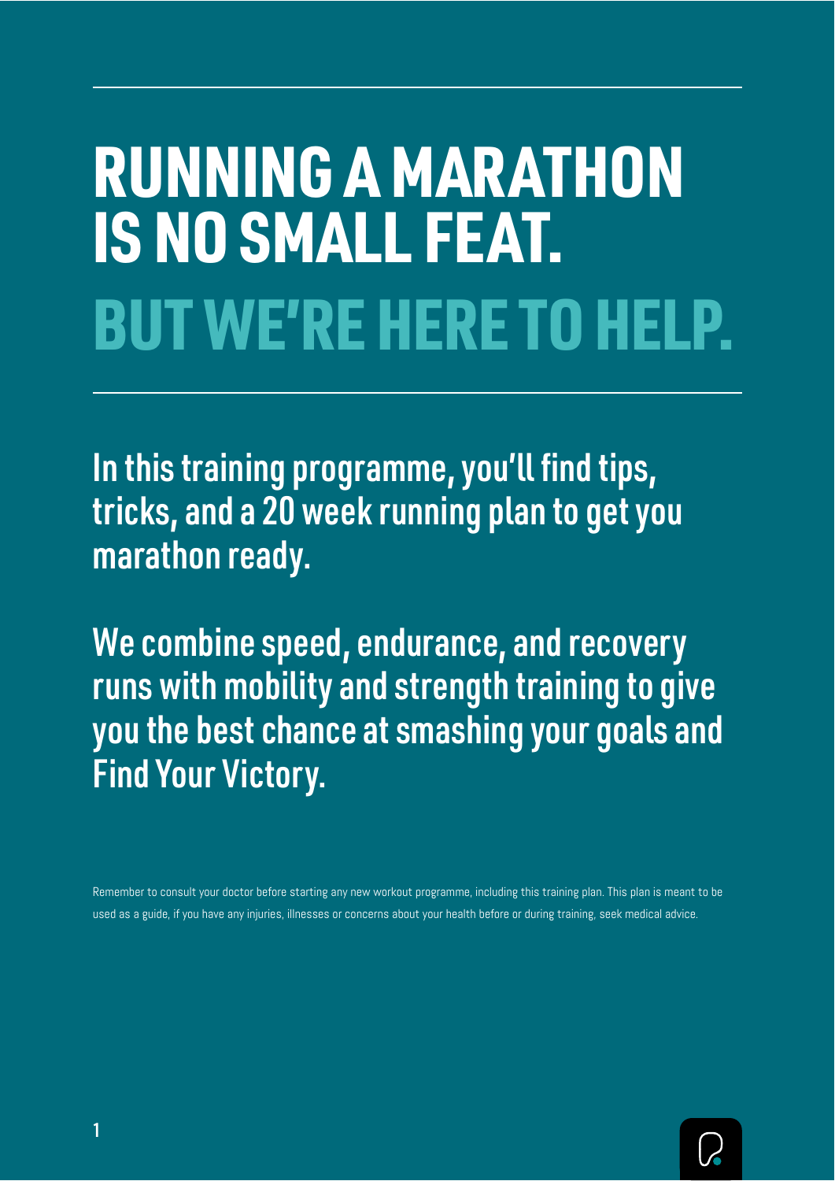# RUNNING A MARATHON IS NO SMALL FEAT.

# BUT WE'RE HERE TO HELP.

**In this training programme, you'll find tips, tricks, and a 20 week running plan to get you marathon ready.**

**We combine speed, endurance, and recovery runs with mobility and strength training to give you the best chance at smashing your goals and Find Your Victory.**

Remember to consult your doctor before starting any new workout programme, including this training plan. This plan is meant to be used as a guide, if you have any injuries, illnesses or concerns about your health before or during training, seek medical advice.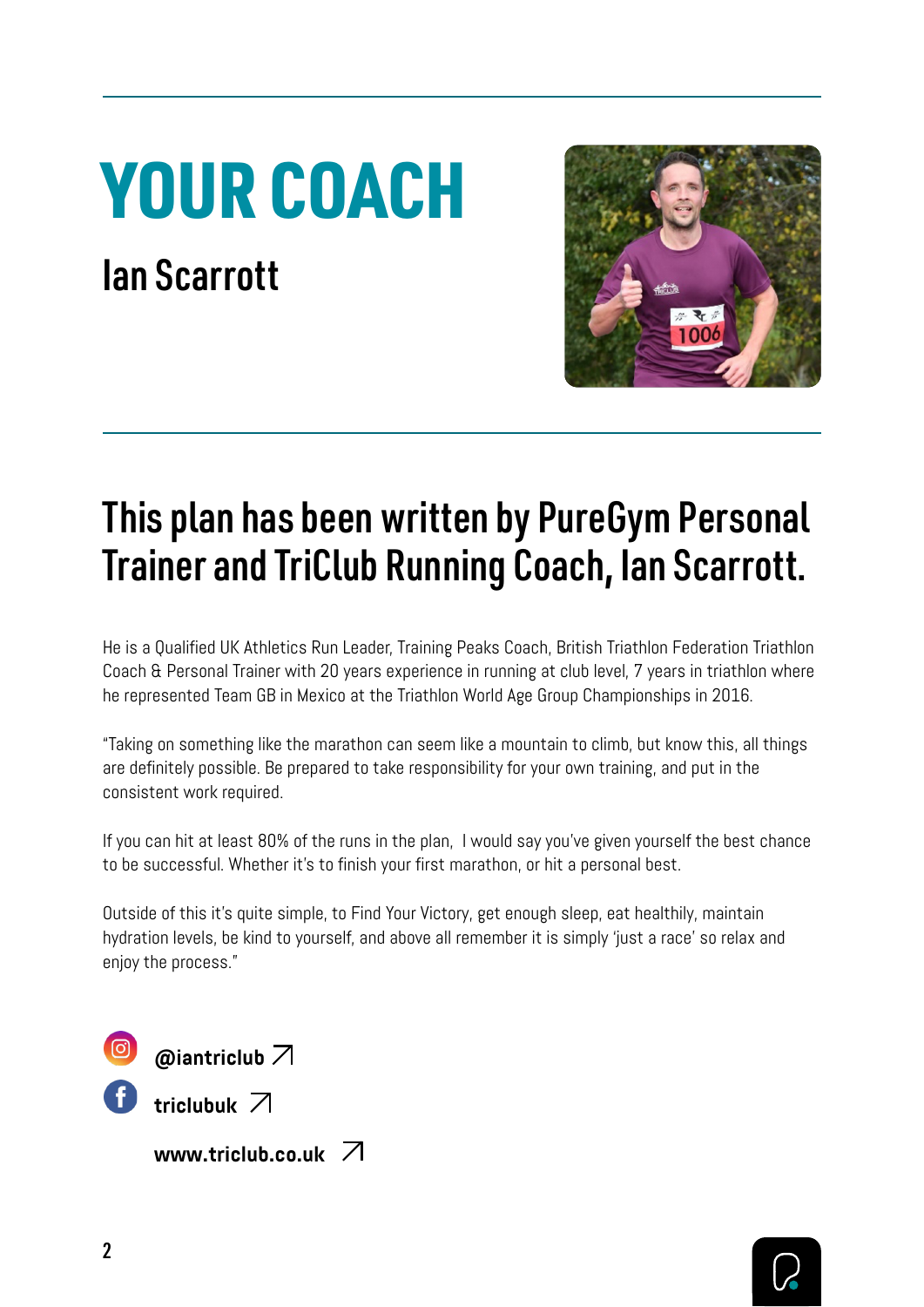# YOUR COACH

## Ian Scarrott

## This plan has been written by PureGym Personal Trainer and TriClub Running Coach, Ian Scarrott.

He is a Qualified UK Athletics Run Leader, Training Peaks Coach, British Triathlon Federation Triathlon Coach & Personal Trainer with 20 years experience in running at club level, 7 years in triathlon where he represented Team GB in Mexico at the Triathlon World Age Group Championships in 2016.

"Taking on something like the marathon can seem like a mountain to climb, but know this, all things are definitely possible. Be prepared to take responsibility for your own training, and put in the consistent work required.

If you can hit at least 80% of the runs in the plan, I would say you've given yourself the best chance to be successful. Whether it's to finish your first marathon, or hit a personal best.

Outside of this it's quite simple, to Find Your Victory, get enough sleep, eat healthily, maintain hydration levels, be kind to yourself, and above all remember it is simply 'just a race' so relax and enjoy the process."

**@iantriclub** ↗

**triclubuk** ↗

**www.triclub.co.uk** ↗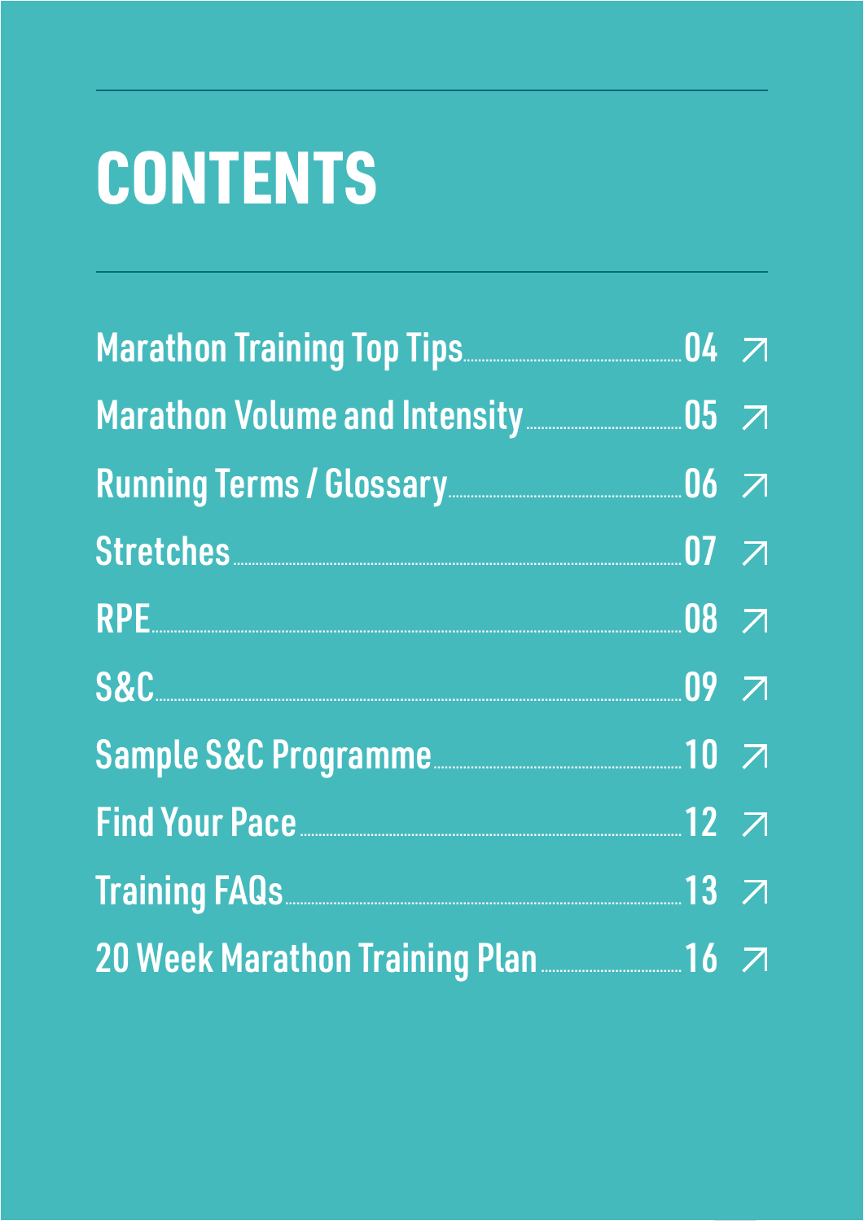# CONTENTS

| Section | Page |
|---|---|
| Marathon Training Top Tips | 04 |
| Marathon Volume and Intensity | 05 |
| Running Terms / Glossary | 06 |
| Stretches | 07 |
| RPE | 08 |
| S&C | 09 |
| Sample S&C Programme | 10 |
| Find Your Pace | 12 |
| Training FAQs | 13 |
| 20 Week Marathon Training Plan | 16 |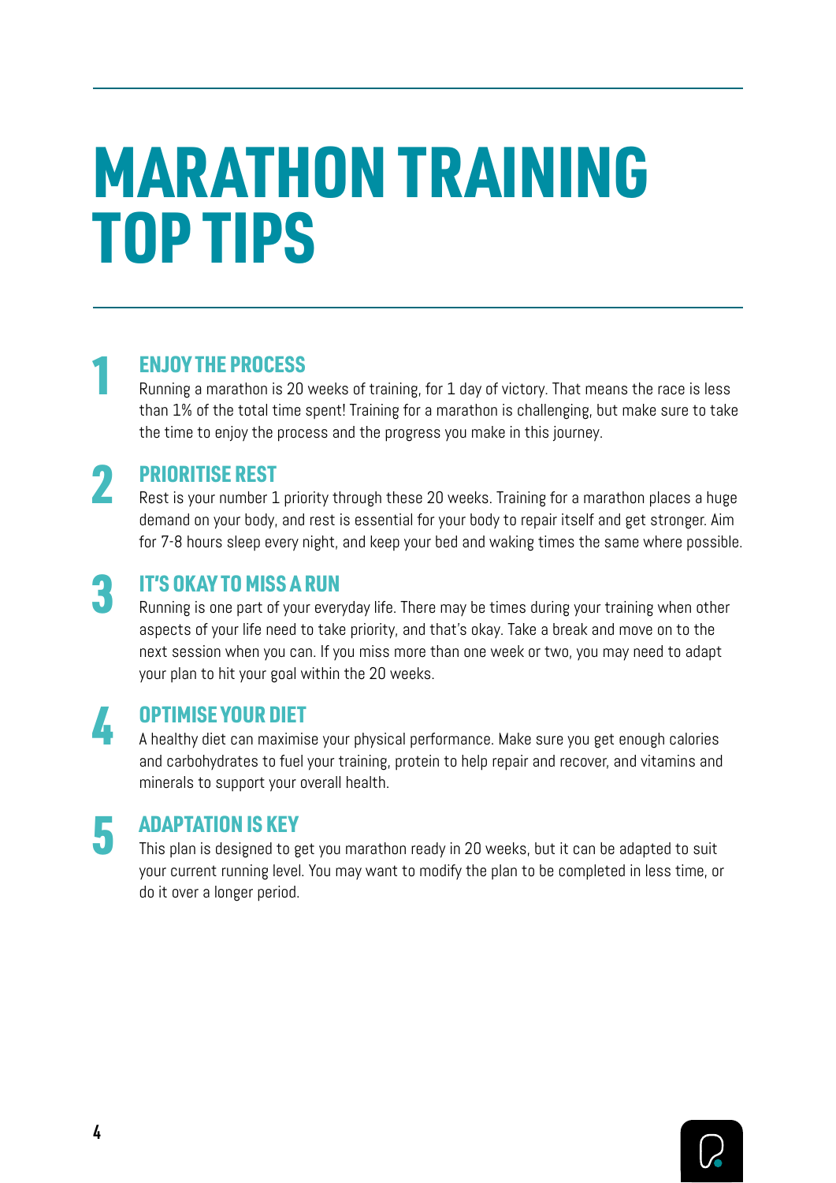# MARATHON TRAINING TOP TIPS

## 1 ENJOY THE PROCESS

Running a marathon is 20 weeks of training, for 1 day of victory. That means the race is less than 1% of the total time spent! Training for a marathon is challenging, but make sure to take the time to enjoy the process and the progress you make in this journey.

## 2 PRIORITISE REST

Rest is your number 1 priority through these 20 weeks. Training for a marathon places a huge demand on your body, and rest is essential for your body to repair itself and get stronger. Aim for 7-8 hours sleep every night, and keep your bed and waking times the same where possible.

## 3 IT'S OKAY TO MISS A RUN

Running is one part of your everyday life. There may be times during your training when other aspects of your life need to take priority, and that's okay. Take a break and move on to the next session when you can. If you miss more than one week or two, you may need to adapt your plan to hit your goal within the 20 weeks.

## 4 OPTIMISE YOUR DIET

A healthy diet can maximise your physical performance. Make sure you get enough calories and carbohydrates to fuel your training, protein to help repair and recover, and vitamins and minerals to support your overall health.

## 5 ADAPTATION IS KEY

This plan is designed to get you marathon ready in 20 weeks, but it can be adapted to suit your current running level. You may want to modify the plan to be completed in less time, or do it over a longer period.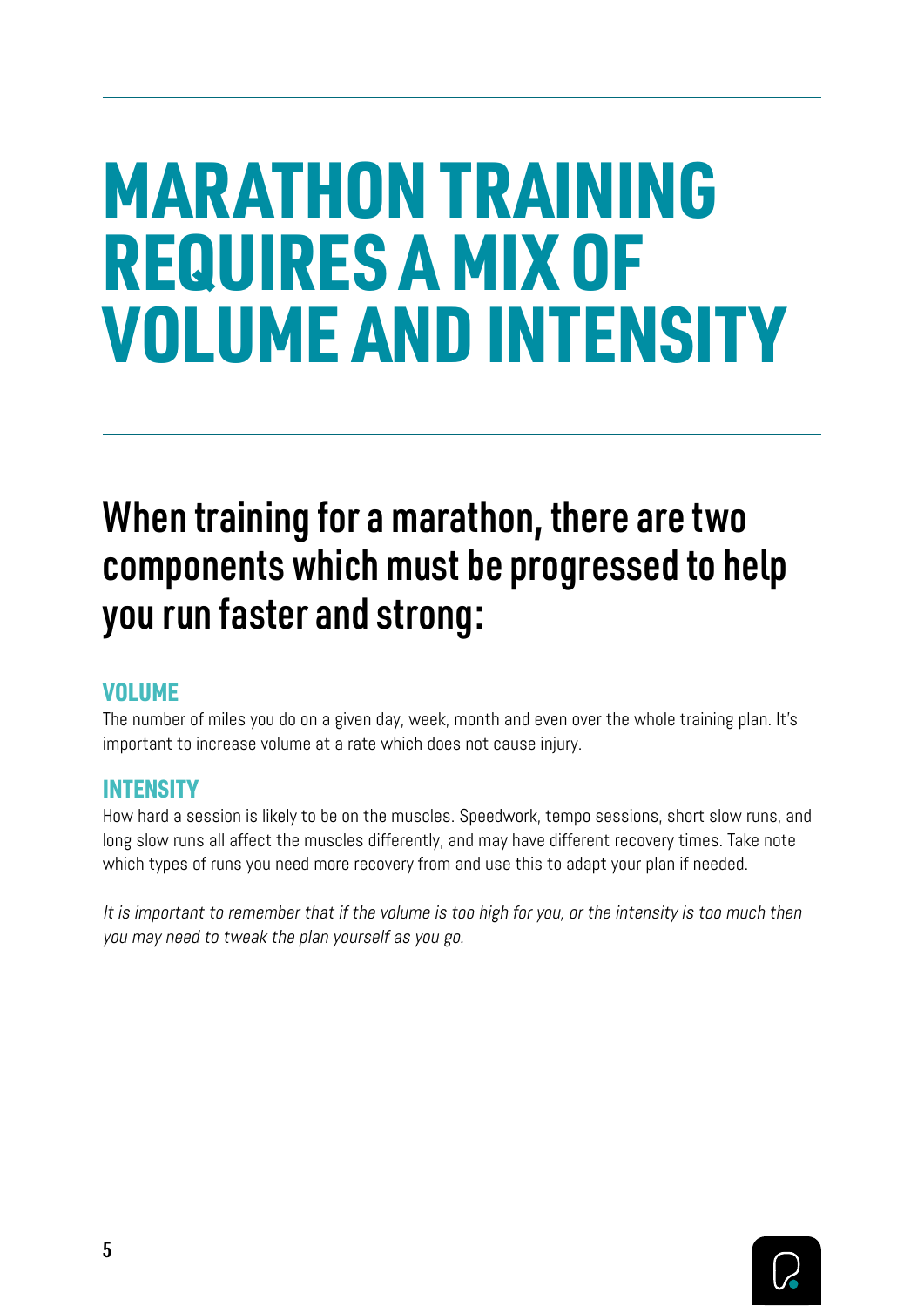# MARATHON TRAINING REQUIRES A MIX OF VOLUME AND INTENSITY

## When training for a marathon, there are two components which must be progressed to help you run faster and strong:

### VOLUME

The number of miles you do on a given day, week, month and even over the whole training plan. It's important to increase volume at a rate which does not cause injury.

### INTENSITY

How hard a session is likely to be on the muscles. Speedwork, tempo sessions, short slow runs, and long slow runs all affect the muscles differently, and may have different recovery times. Take note which types of runs you need more recovery from and use this to adapt your plan if needed.

*It is important to remember that if the volume is too high for you, or the intensity is too much then you may need to tweak the plan yourself as you go.*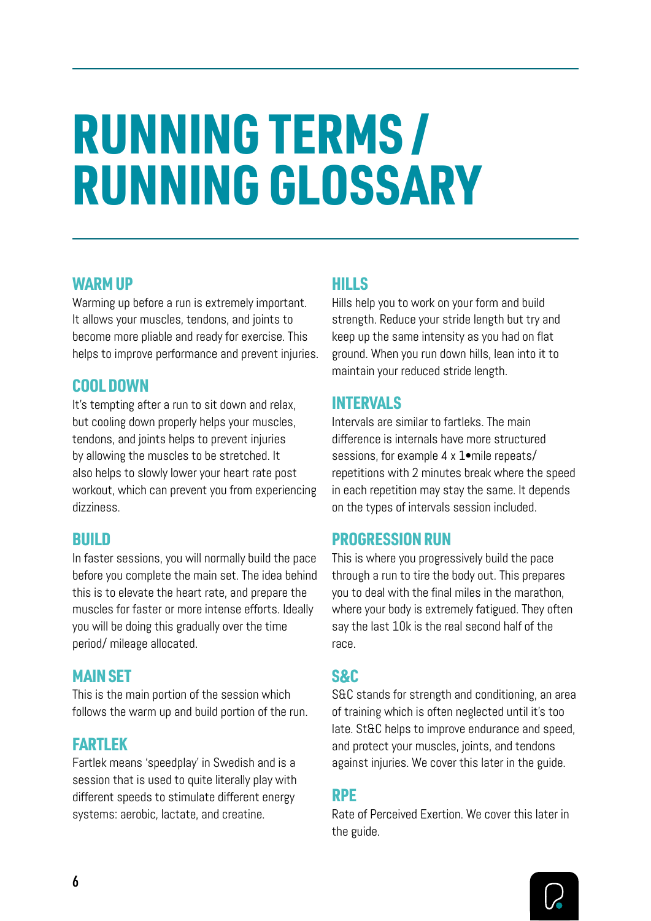# RUNNING TERMS / RUNNING GLOSSARY

## WARM UP

Warming up before a run is extremely important. It allows your muscles, tendons, and joints to become more pliable and ready for exercise. This helps to improve performance and prevent injuries.

## COOL DOWN

It's tempting after a run to sit down and relax, but cooling down properly helps your muscles, tendons, and joints helps to prevent injuries by allowing the muscles to be stretched. It also helps to slowly lower your heart rate post workout, which can prevent you from experiencing dizziness.

## BUILD

In faster sessions, you will normally build the pace before you complete the main set. The idea behind this is to elevate the heart rate, and prepare the muscles for faster or more intense efforts. Ideally you will be doing this gradually over the time period/ mileage allocated.

## MAIN SET

This is the main portion of the session which follows the warm up and build portion of the run.

## FARTLEK

Fartlek means 'speedplay' in Swedish and is a session that is used to quite literally play with different speeds to stimulate different energy systems: aerobic, lactate, and creatine.

## HILLS

Hills help you to work on your form and build strength. Reduce your stride length but try and keep up the same intensity as you had on flat ground. When you run down hills, lean into it to maintain your reduced stride length.

## INTERVALS

Intervals are similar to fartleks. The main difference is internals have more structured sessions, for example 4 x 1•mile repeats/ repetitions with 2 minutes break where the speed in each repetition may stay the same. It depends on the types of intervals session included.

## PROGRESSION RUN

This is where you progressively build the pace through a run to tire the body out. This prepares you to deal with the final miles in the marathon, where your body is extremely fatigued. They often say the last 10k is the real second half of the race.

## S&C

S&C stands for strength and conditioning, an area of training which is often neglected until it's too late. St&C helps to improve endurance and speed, and protect your muscles, joints, and tendons against injuries. We cover this later in the guide.

## RPE

Rate of Perceived Exertion. We cover this later in the guide.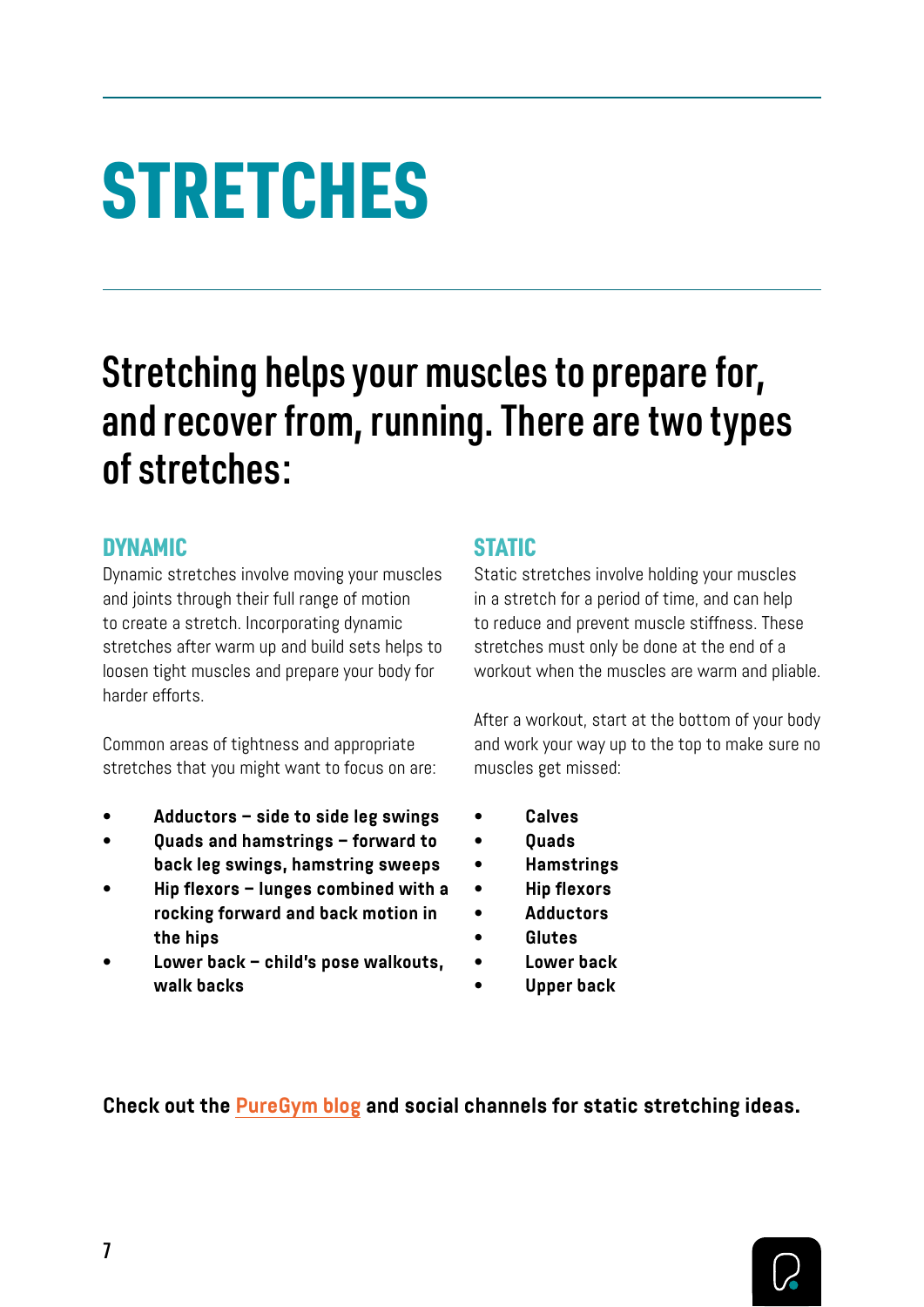# STRETCHES

## Stretching helps your muscles to prepare for, and recover from, running. There are two types of stretches:

### DYNAMIC

Dynamic stretches involve moving your muscles and joints through their full range of motion to create a stretch. Incorporating dynamic stretches after warm up and build sets helps to loosen tight muscles and prepare your body for harder efforts.

Common areas of tightness and appropriate stretches that you might want to focus on are:

- **Adductors – side to side leg swings**
- **Quads and hamstrings – forward to back leg swings, hamstring sweeps**
- **Hip flexors – lunges combined with a rocking forward and back motion in the hips**
- **Lower back – child's pose walkouts, walk backs**

### STATIC

Static stretches involve holding your muscles in a stretch for a period of time, and can help to reduce and prevent muscle stiffness. These stretches must only be done at the end of a workout when the muscles are warm and pliable.

After a workout, start at the bottom of your body and work your way up to the top to make sure no muscles get missed:

- **Calves**
- **Quads**
- **Hamstrings**
- **Hip flexors**
- **Adductors**
- **Glutes**
- **Lower back**
- **Upper back**

**Check out the PureGym blog and social channels for static stretching ideas.**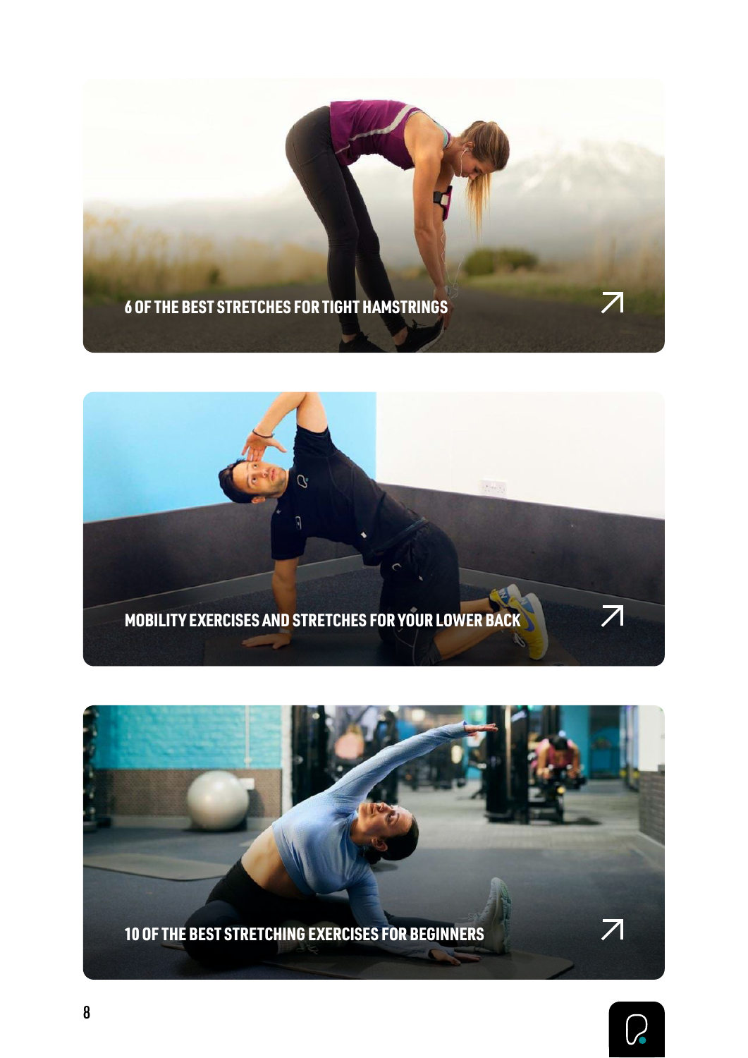6 OF THE BEST STRETCHES FOR TIGHT HAMSTRINGS

MOBILITY EXERCISES AND STRETCHES FOR YOUR LOWER BACK

10 OF THE BEST STRETCHING EXERCISES FOR BEGINNERS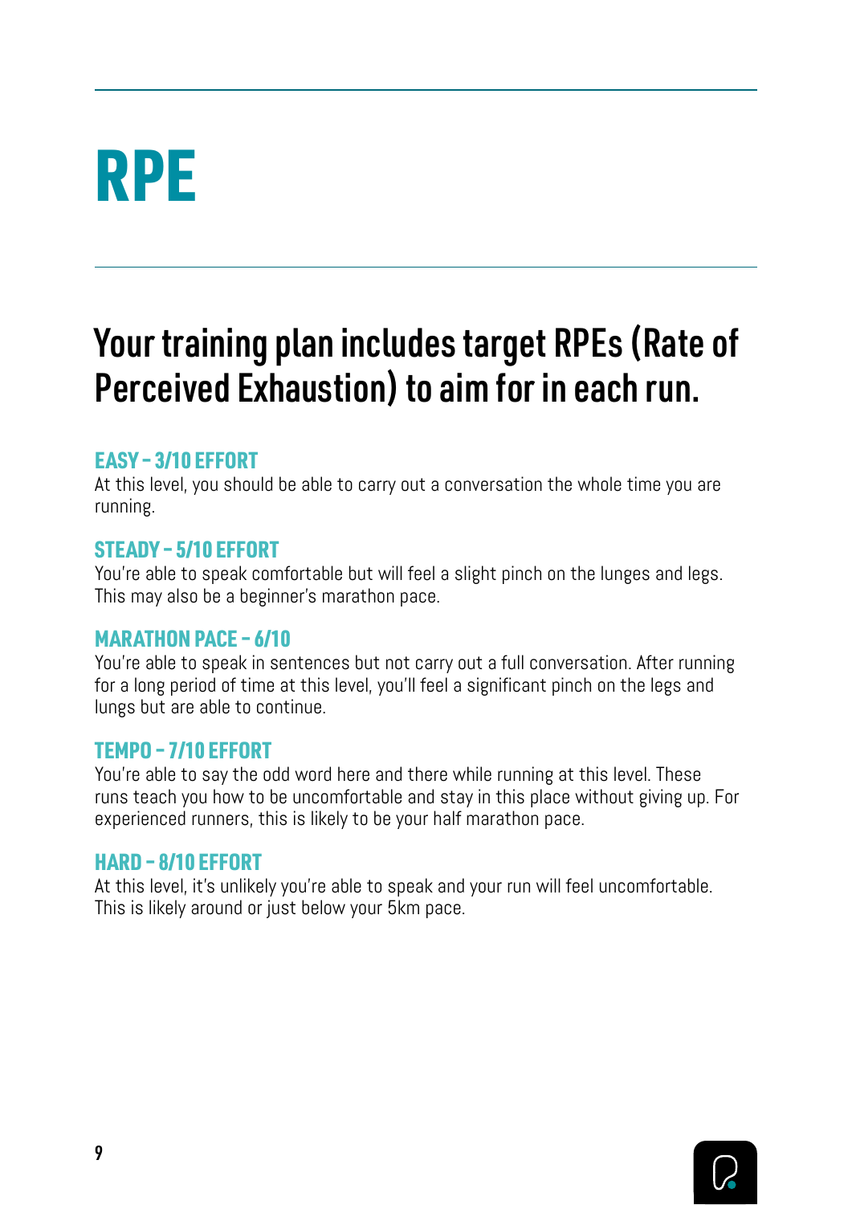# RPE

## Your training plan includes target RPEs (Rate of Perceived Exhaustion) to aim for in each run.

### EASY – 3/10 EFFORT

At this level, you should be able to carry out a conversation the whole time you are running.

### STEADY – 5/10 EFFORT

You're able to speak comfortable but will feel a slight pinch on the lunges and legs. This may also be a beginner's marathon pace.

### MARATHON PACE – 6/10

You're able to speak in sentences but not carry out a full conversation. After running for a long period of time at this level, you'll feel a significant pinch on the legs and lungs but are able to continue.

### TEMPO – 7/10 EFFORT

You're able to say the odd word here and there while running at this level. These runs teach you how to be uncomfortable and stay in this place without giving up. For experienced runners, this is likely to be your half marathon pace.

### HARD – 8/10 EFFORT

At this level, it's unlikely you're able to speak and your run will feel uncomfortable. This is likely around or just below your 5km pace.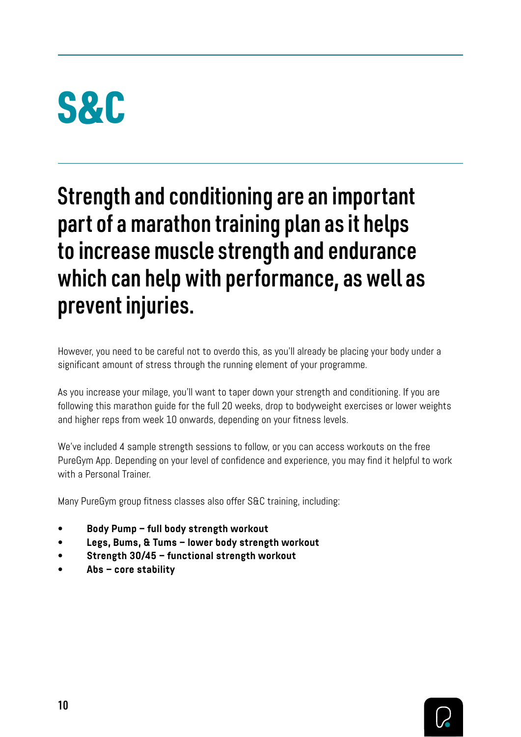# S&C

## Strength and conditioning are an important part of a marathon training plan as it helps to increase muscle strength and endurance which can help with performance, as well as prevent injuries.

However, you need to be careful not to overdo this, as you'll already be placing your body under a significant amount of stress through the running element of your programme.

As you increase your milage, you'll want to taper down your strength and conditioning. If you are following this marathon guide for the full 20 weeks, drop to bodyweight exercises or lower weights and higher reps from week 10 onwards, depending on your fitness levels.

We've included 4 sample strength sessions to follow, or you can access workouts on the free PureGym App. Depending on your level of confidence and experience, you may find it helpful to work with a Personal Trainer.

Many PureGym group fitness classes also offer S&C training, including:

- **Body Pump – full body strength workout**
- **Legs, Bums, & Tums – lower body strength workout**
- **Strength 30/45 – functional strength workout**
- **Abs – core stability**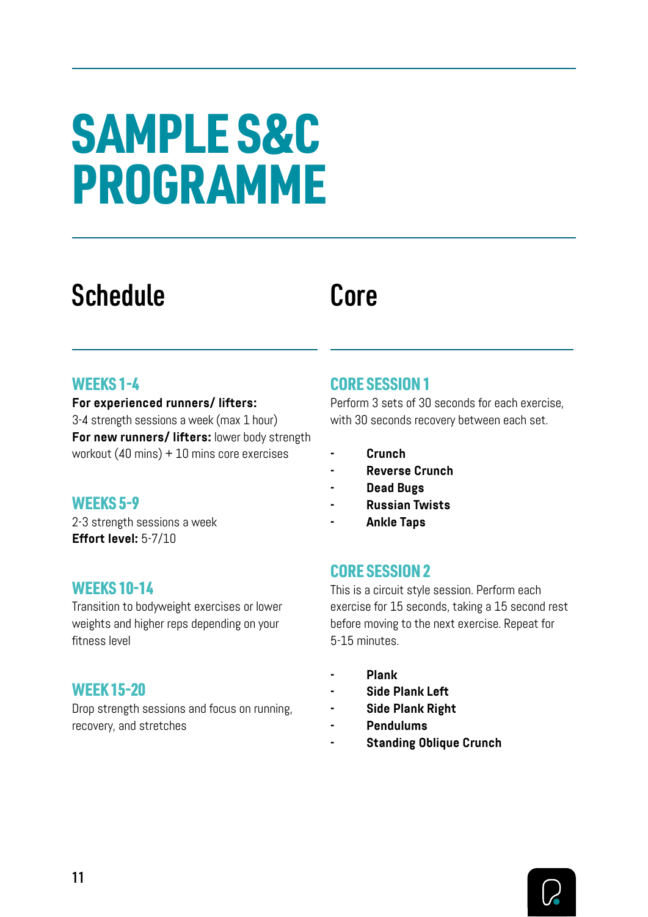# SAMPLE S&C PROGRAMME

## Schedule

### WEEKS 1-4

**For experienced runners/ lifters:** 3-4 strength sessions a week (max 1 hour)
**For new runners/ lifters:** lower body strength workout (40 mins) + 10 mins core exercises

### WEEKS 5-9

2-3 strength sessions a week
**Effort level:** 5-7/10

### WEEKS 10-14

Transition to bodyweight exercises or lower weights and higher reps depending on your fitness level

### WEEK 15-20

Drop strength sessions and focus on running, recovery, and stretches

## Core

### CORE SESSION 1

Perform 3 sets of 30 seconds for each exercise, with 30 seconds recovery between each set.

- **Crunch**
- **Reverse Crunch**
- **Dead Bugs**
- **Russian Twists**
- **Ankle Taps**

### CORE SESSION 2

This is a circuit style session. Perform each exercise for 15 seconds, taking a 15 second rest before moving to the next exercise. Repeat for 5-15 minutes.

- **Plank**
- **Side Plank Left**
- **Side Plank Right**
- **Pendulums**
- **Standing Oblique Crunch**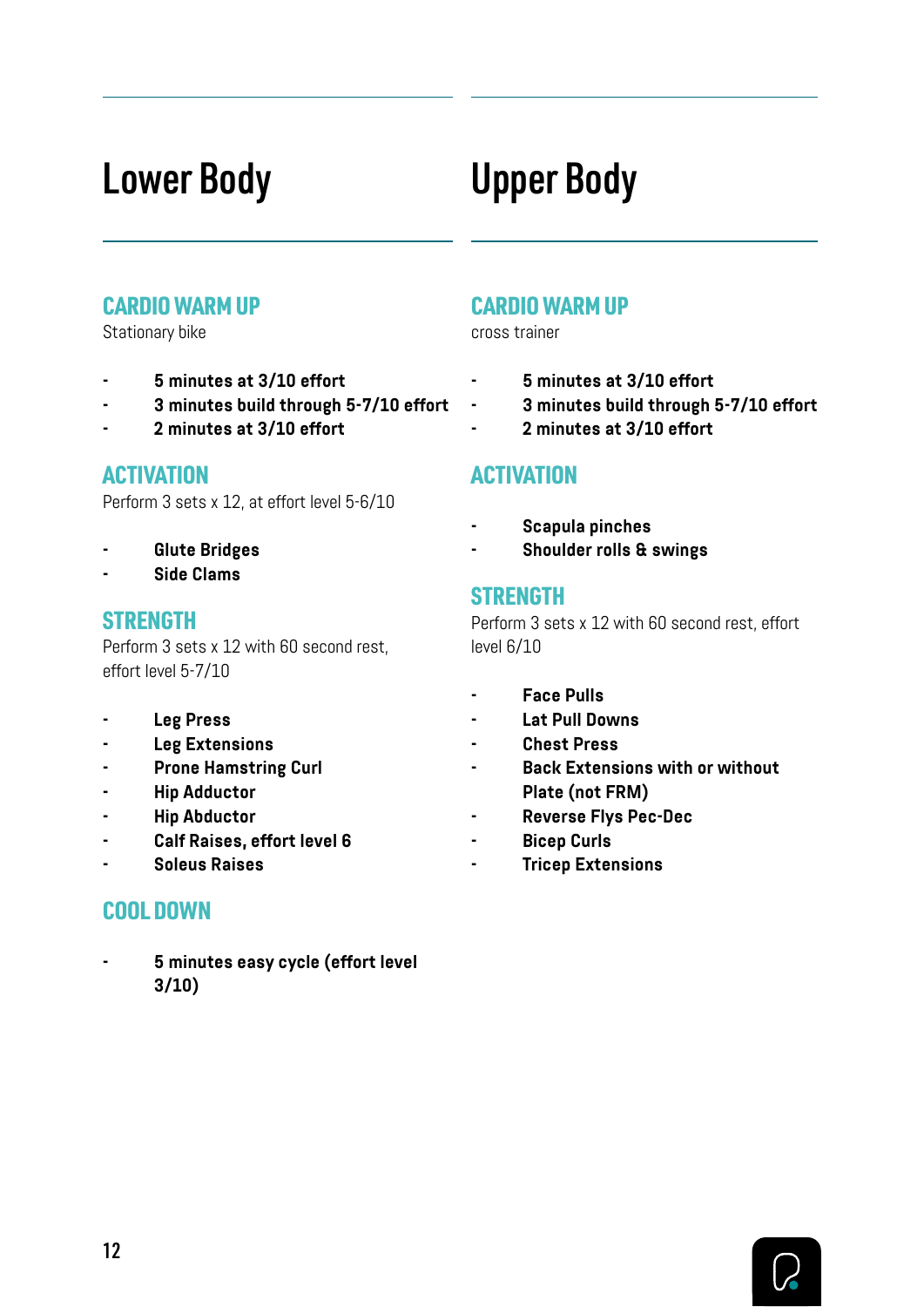# Lower Body

### CARDIO WARM UP

Stationary bike

- **5 minutes at 3/10 effort**
- **3 minutes build through 5-7/10 effort**
- **2 minutes at 3/10 effort**

### ACTIVATION

Perform 3 sets x 12, at effort level 5-6/10

- **Glute Bridges**
- **Side Clams**

### STRENGTH

Perform 3 sets x 12 with 60 second rest, effort level 5-7/10

- **Leg Press**
- **Leg Extensions**
- **Prone Hamstring Curl**
- **Hip Adductor**
- **Hip Abductor**
- **Calf Raises, effort level 6**
- **Soleus Raises**

### COOL DOWN

- **5 minutes easy cycle (effort level 3/10)**

# Upper Body

### CARDIO WARM UP

cross trainer

- **5 minutes at 3/10 effort**
- **3 minutes build through 5-7/10 effort**
- **2 minutes at 3/10 effort**

### ACTIVATION

- **Scapula pinches**
- **Shoulder rolls & swings**

### STRENGTH

Perform 3 sets x 12 with 60 second rest, effort level 6/10

- **Face Pulls**
- **Lat Pull Downs**
- **Chest Press**
- **Back Extensions with or without Plate (not FRM)**
- **Reverse Flys Pec-Dec**
- **Bicep Curls**
- **Tricep Extensions**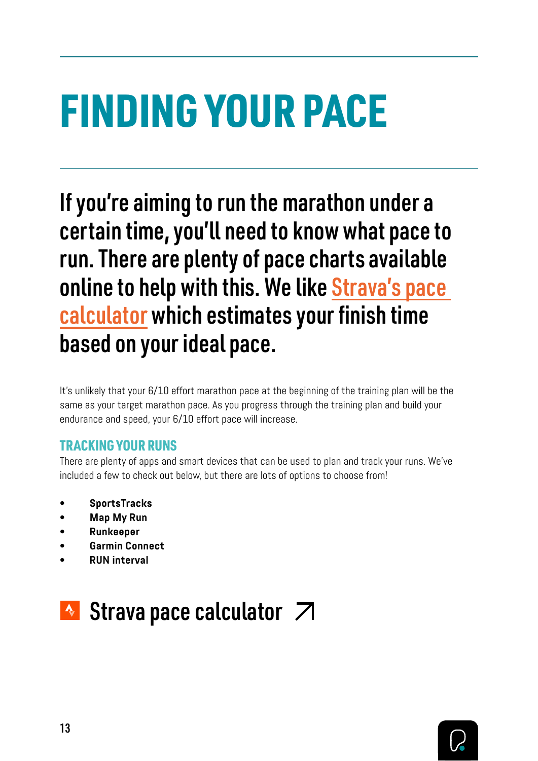# FINDING YOUR PACE

**If you're aiming to run the marathon under a certain time, you'll need to know what pace to run. There are plenty of pace charts available online to help with this. We like Strava's pace calculator which estimates your finish time based on your ideal pace.**

It's unlikely that your 6/10 effort marathon pace at the beginning of the training plan will be the same as your target marathon pace. As you progress through the training plan and build your endurance and speed, your 6/10 effort pace will increase.

### TRACKING YOUR RUNS

There are plenty of apps and smart devices that can be used to plan and track your runs. We've included a few to check out below, but there are lots of options to choose from!

- **SportsTracks**
- **Map My Run**
- **Runkeeper**
- **Garmin Connect**
- **RUN interval**

## Strava pace calculator ↗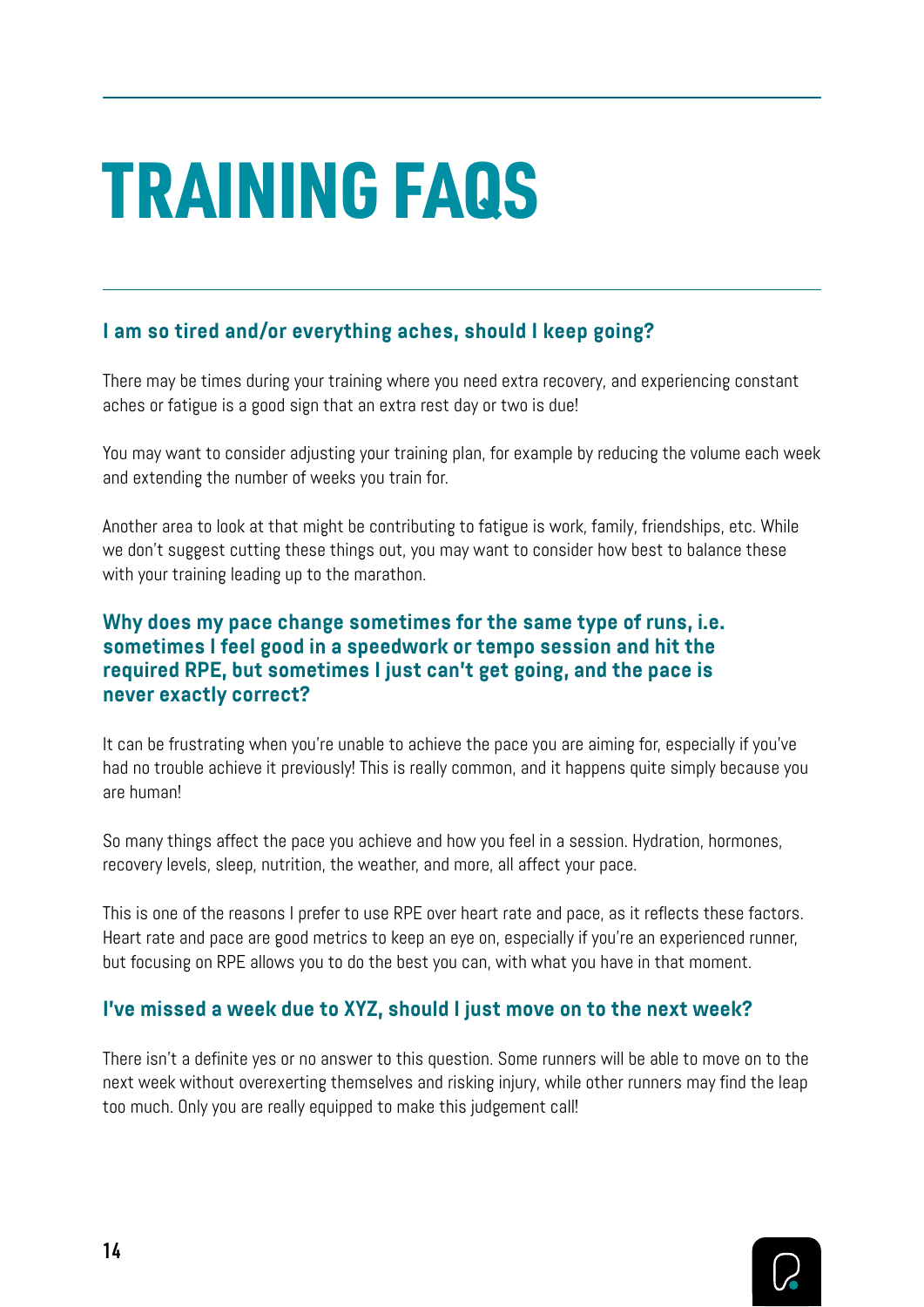# TRAINING FAQS

### I am so tired and/or everything aches, should I keep going?

There may be times during your training where you need extra recovery, and experiencing constant aches or fatigue is a good sign that an extra rest day or two is due!

You may want to consider adjusting your training plan, for example by reducing the volume each week and extending the number of weeks you train for.

Another area to look at that might be contributing to fatigue is work, family, friendships, etc. While we don't suggest cutting these things out, you may want to consider how best to balance these with your training leading up to the marathon.

### Why does my pace change sometimes for the same type of runs, i.e. sometimes I feel good in a speedwork or tempo session and hit the required RPE, but sometimes I just can't get going, and the pace is never exactly correct?

It can be frustrating when you're unable to achieve the pace you are aiming for, especially if you've had no trouble achieve it previously! This is really common, and it happens quite simply because you are human!

So many things affect the pace you achieve and how you feel in a session. Hydration, hormones, recovery levels, sleep, nutrition, the weather, and more, all affect your pace.

This is one of the reasons I prefer to use RPE over heart rate and pace, as it reflects these factors. Heart rate and pace are good metrics to keep an eye on, especially if you're an experienced runner, but focusing on RPE allows you to do the best you can, with what you have in that moment.

### I've missed a week due to XYZ, should I just move on to the next week?

There isn't a definite yes or no answer to this question. Some runners will be able to move on to the next week without overexerting themselves and risking injury, while other runners may find the leap too much. Only you are really equipped to make this judgement call!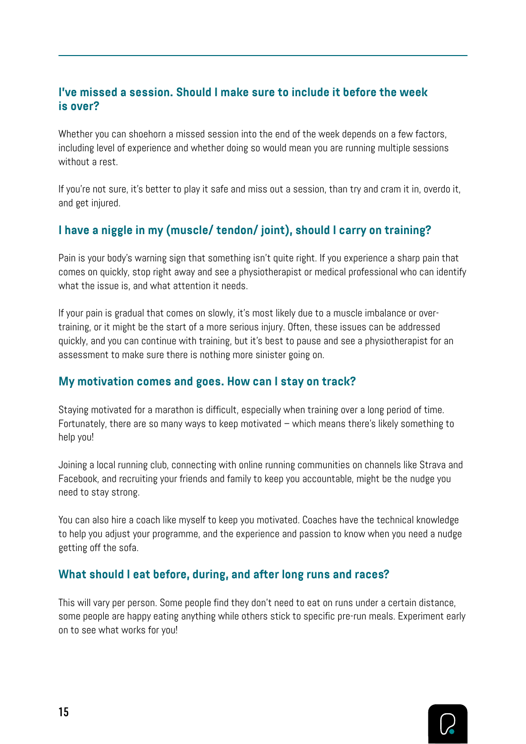### I've missed a session. Should I make sure to include it before the week is over?

Whether you can shoehorn a missed session into the end of the week depends on a few factors, including level of experience and whether doing so would mean you are running multiple sessions without a rest.

If you're not sure, it's better to play it safe and miss out a session, than try and cram it in, overdo it, and get injured.

### I have a niggle in my (muscle/ tendon/ joint), should I carry on training?

Pain is your body's warning sign that something isn't quite right. If you experience a sharp pain that comes on quickly, stop right away and see a physiotherapist or medical professional who can identify what the issue is, and what attention it needs.

If your pain is gradual that comes on slowly, it's most likely due to a muscle imbalance or over-training, or it might be the start of a more serious injury. Often, these issues can be addressed quickly, and you can continue with training, but it's best to pause and see a physiotherapist for an assessment to make sure there is nothing more sinister going on.

### My motivation comes and goes. How can I stay on track?

Staying motivated for a marathon is difficult, especially when training over a long period of time. Fortunately, there are so many ways to keep motivated – which means there's likely something to help you!

Joining a local running club, connecting with online running communities on channels like Strava and Facebook, and recruiting your friends and family to keep you accountable, might be the nudge you need to stay strong.

You can also hire a coach like myself to keep you motivated. Coaches have the technical knowledge to help you adjust your programme, and the experience and passion to know when you need a nudge getting off the sofa.

### What should I eat before, during, and after long runs and races?

This will vary per person. Some people find they don't need to eat on runs under a certain distance, some people are happy eating anything while others stick to specific pre-run meals. Experiment early on to see what works for you!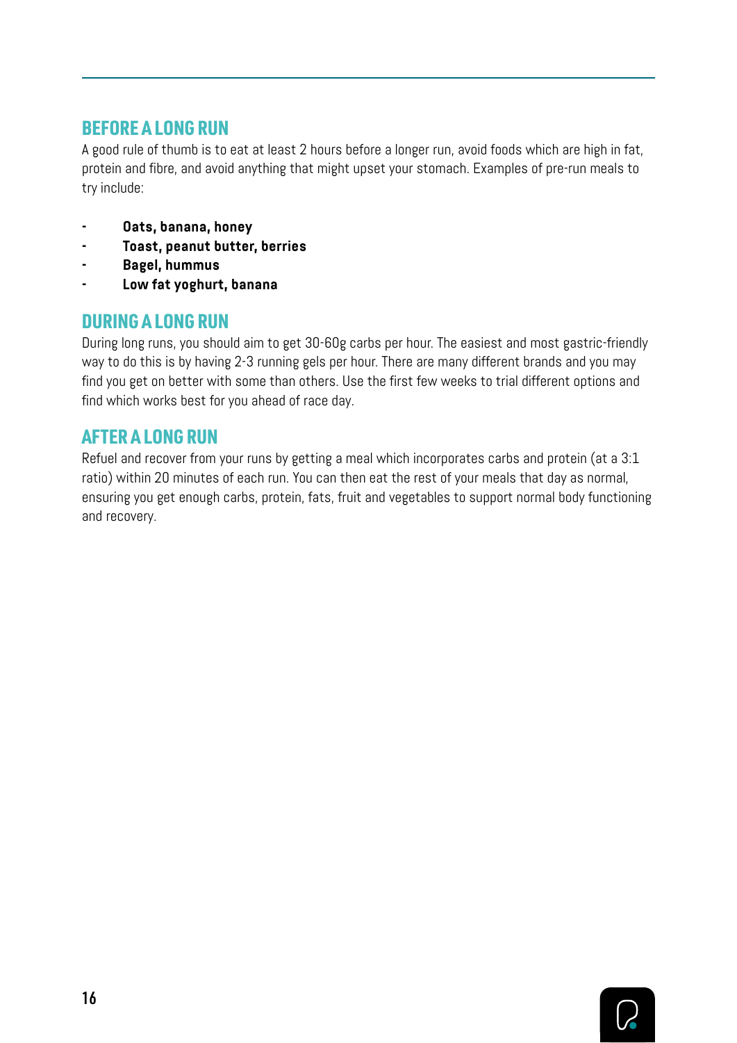## BEFORE A LONG RUN

A good rule of thumb is to eat at least 2 hours before a longer run, avoid foods which are high in fat, protein and fibre, and avoid anything that might upset your stomach. Examples of pre-run meals to try include:

- **Oats, banana, honey**
- **Toast, peanut butter, berries**
- **Bagel, hummus**
- **Low fat yoghurt, banana**

## DURING A LONG RUN

During long runs, you should aim to get 30-60g carbs per hour. The easiest and most gastric-friendly way to do this is by having 2-3 running gels per hour. There are many different brands and you may find you get on better with some than others. Use the first few weeks to trial different options and find which works best for you ahead of race day.

## AFTER A LONG RUN

Refuel and recover from your runs by getting a meal which incorporates carbs and protein (at a 3:1 ratio) within 20 minutes of each run. You can then eat the rest of your meals that day as normal, ensuring you get enough carbs, protein, fats, fruit and vegetables to support normal body functioning and recovery.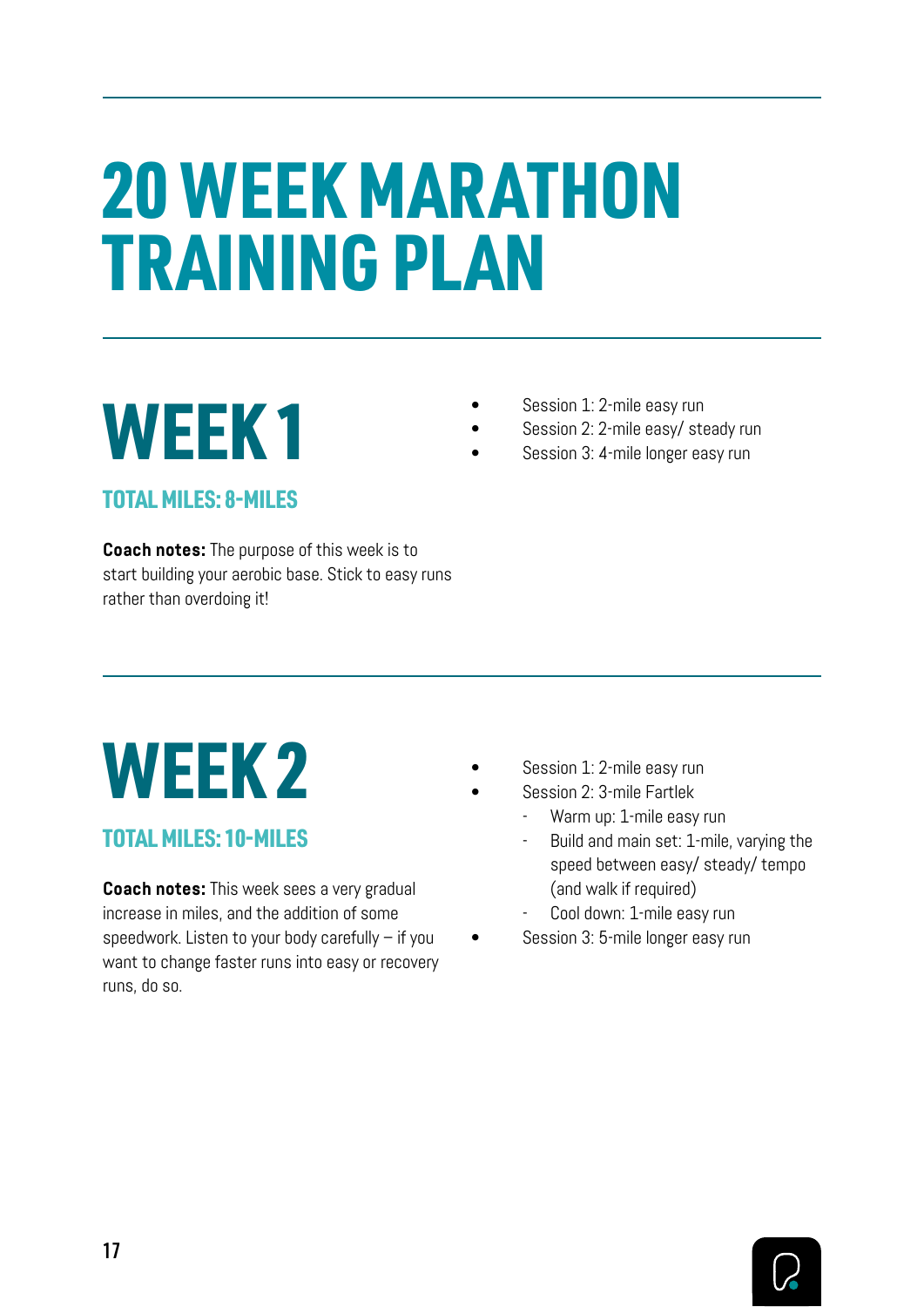# 20 WEEK MARATHON TRAINING PLAN

## WEEK 1

### TOTAL MILES: 8-MILES

**Coach notes:** The purpose of this week is to start building your aerobic base. Stick to easy runs rather than overdoing it!

- Session 1: 2-mile easy run
- Session 2: 2-mile easy/ steady run
- Session 3: 4-mile longer easy run

## WEEK 2

### TOTAL MILES: 10-MILES

**Coach notes:** This week sees a very gradual increase in miles, and the addition of some speedwork. Listen to your body carefully – if you want to change faster runs into easy or recovery runs, do so.

- Session 1: 2-mile easy run
- Session 2: 3-mile Fartlek
  - Warm up: 1-mile easy run
  - Build and main set: 1-mile, varying the speed between easy/ steady/ tempo (and walk if required)
  - Cool down: 1-mile easy run
- Session 3: 5-mile longer easy run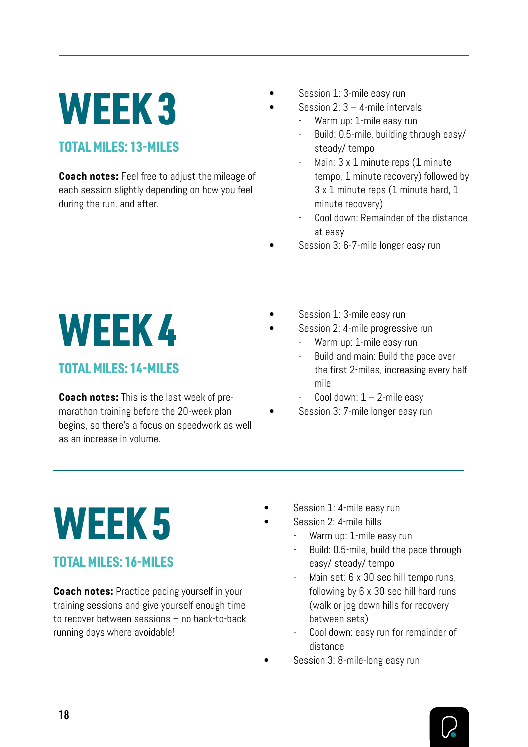# WEEK 3

## TOTAL MILES: 13-MILES

**Coach notes:** Feel free to adjust the mileage of each session slightly depending on how you feel during the run, and after.

- Session 1: 3-mile easy run
- Session 2: 3 – 4-mile intervals
  - Warm up: 1-mile easy run
  - Build: 0.5-mile, building through easy/ steady/ tempo
  - Main: 3 x 1 minute reps (1 minute tempo, 1 minute recovery) followed by 3 x 1 minute reps (1 minute hard, 1 minute recovery)
  - Cool down: Remainder of the distance at easy
- Session 3: 6-7-mile longer easy run

# WEEK 4

## TOTAL MILES: 14-MILES

**Coach notes:** This is the last week of pre-marathon training before the 20-week plan begins, so there's a focus on speedwork as well as an increase in volume.

- Session 1: 3-mile easy run
- Session 2: 4-mile progressive run
  - Warm up: 1-mile easy run
  - Build and main: Build the pace over the first 2-miles, increasing every half mile
  - Cool down: 1 – 2-mile easy
- Session 3: 7-mile longer easy run

# WEEK 5

## TOTAL MILES: 16-MILES

**Coach notes:** Practice pacing yourself in your training sessions and give yourself enough time to recover between sessions – no back-to-back running days where avoidable!

- Session 1: 4-mile easy run
- Session 2: 4-mile hills
  - Warm up: 1-mile easy run
  - Build: 0.5-mile, build the pace through easy/ steady/ tempo
  - Main set: 6 x 30 sec hill tempo runs, following by 6 x 30 sec hill hard runs (walk or jog down hills for recovery between sets)
  - Cool down: easy run for remainder of distance
- Session 3: 8-mile-long easy run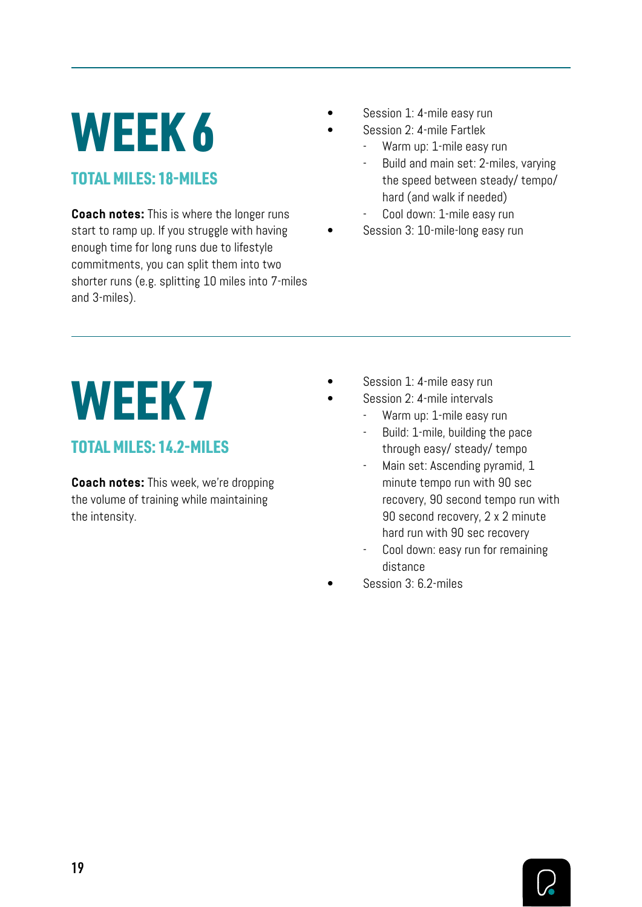# WEEK 6

## TOTAL MILES: 18-MILES

**Coach notes:** This is where the longer runs start to ramp up. If you struggle with having enough time for long runs due to lifestyle commitments, you can split them into two shorter runs (e.g. splitting 10 miles into 7-miles and 3-miles).

- Session 1: 4-mile easy run
- Session 2: 4-mile Fartlek
  - Warm up: 1-mile easy run
  - Build and main set: 2-miles, varying the speed between steady/ tempo/ hard (and walk if needed)
  - Cool down: 1-mile easy run
- Session 3: 10-mile-long easy run

# WEEK 7

## TOTAL MILES: 14.2-MILES

**Coach notes:** This week, we're dropping the volume of training while maintaining the intensity.

- Session 1: 4-mile easy run
- Session 2: 4-mile intervals
  - Warm up: 1-mile easy run
  - Build: 1-mile, building the pace through easy/ steady/ tempo
  - Main set: Ascending pyramid, 1 minute tempo run with 90 sec recovery, 90 second tempo run with 90 second recovery, 2 x 2 minute hard run with 90 sec recovery
  - Cool down: easy run for remaining distance
- Session 3: 6.2-miles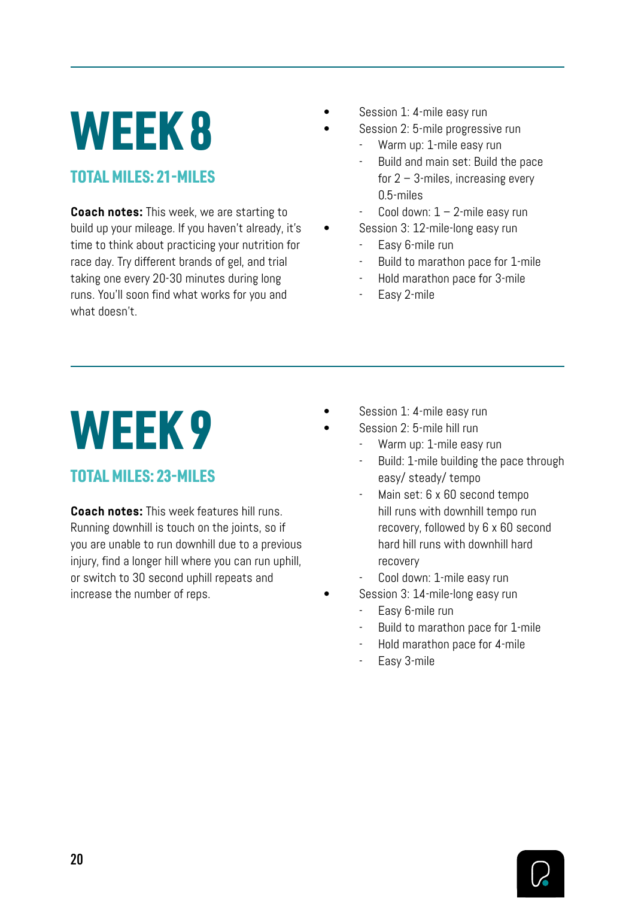# WEEK 8

## TOTAL MILES: 21-MILES

**Coach notes:** This week, we are starting to build up your mileage. If you haven't already, it's time to think about practicing your nutrition for race day. Try different brands of gel, and trial taking one every 20-30 minutes during long runs. You'll soon find what works for you and what doesn't.

- Session 1: 4-mile easy run
- Session 2: 5-mile progressive run
  - Warm up: 1-mile easy run
  - Build and main set: Build the pace for 2 – 3-miles, increasing every 0.5-miles
  - Cool down: 1 – 2-mile easy run
- Session 3: 12-mile-long easy run
  - Easy 6-mile run
  - Build to marathon pace for 1-mile
  - Hold marathon pace for 3-mile
  - Easy 2-mile

# WEEK 9

## TOTAL MILES: 23-MILES

**Coach notes:** This week features hill runs. Running downhill is touch on the joints, so if you are unable to run downhill due to a previous injury, find a longer hill where you can run uphill, or switch to 30 second uphill repeats and increase the number of reps.

- Session 1: 4-mile easy run
- Session 2: 5-mile hill run
  - Warm up: 1-mile easy run
  - Build: 1-mile building the pace through easy/ steady/ tempo
  - Main set: 6 x 60 second tempo hill runs with downhill tempo run recovery, followed by 6 x 60 second hard hill runs with downhill hard recovery
  - Cool down: 1-mile easy run
- Session 3: 14-mile-long easy run
  - Easy 6-mile run
  - Build to marathon pace for 1-mile
  - Hold marathon pace for 4-mile
  - Easy 3-mile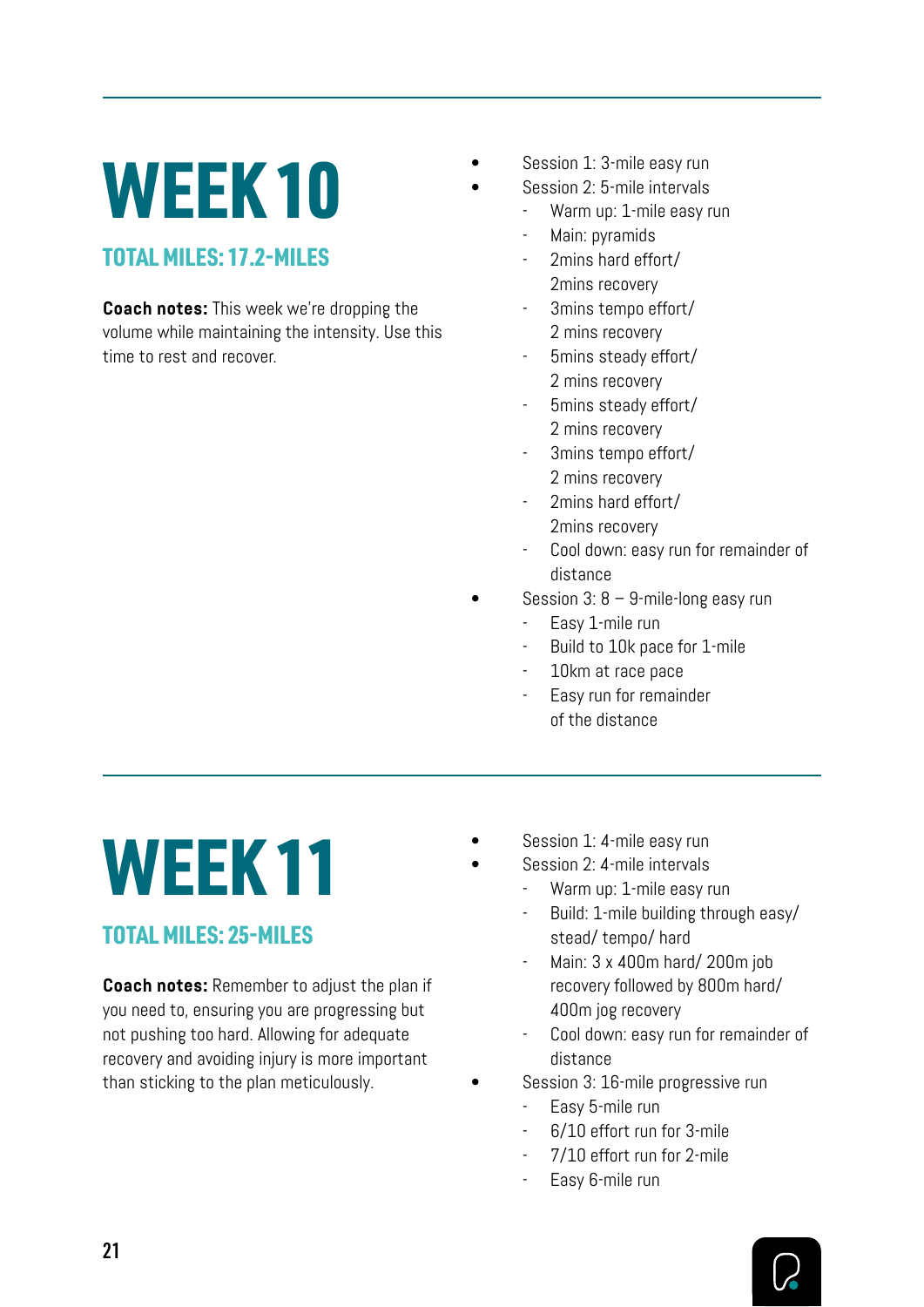# WEEK 10

### TOTAL MILES: 17.2-MILES

**Coach notes:** This week we're dropping the volume while maintaining the intensity. Use this time to rest and recover.

- Session 1: 3-mile easy run
- Session 2: 5-mile intervals
  - Warm up: 1-mile easy run
  - Main: pyramids
  - 2mins hard effort/ 2mins recovery
  - 3mins tempo effort/ 2 mins recovery
  - 5mins steady effort/ 2 mins recovery
  - 5mins steady effort/ 2 mins recovery
  - 3mins tempo effort/ 2 mins recovery
  - 2mins hard effort/ 2mins recovery
  - Cool down: easy run for remainder of distance
- Session 3: 8 – 9-mile-long easy run
  - Easy 1-mile run
  - Build to 10k pace for 1-mile
  - 10km at race pace
  - Easy run for remainder of the distance

# WEEK 11

### TOTAL MILES: 25-MILES

**Coach notes:** Remember to adjust the plan if you need to, ensuring you are progressing but not pushing too hard. Allowing for adequate recovery and avoiding injury is more important than sticking to the plan meticulously.

- Session 1: 4-mile easy run
- Session 2: 4-mile intervals
  - Warm up: 1-mile easy run
  - Build: 1-mile building through easy/ stead/ tempo/ hard
  - Main: 3 x 400m hard/ 200m job recovery followed by 800m hard/ 400m jog recovery
  - Cool down: easy run for remainder of distance
- Session 3: 16-mile progressive run
  - Easy 5-mile run
  - 6/10 effort run for 3-mile
  - 7/10 effort run for 2-mile
  - Easy 6-mile run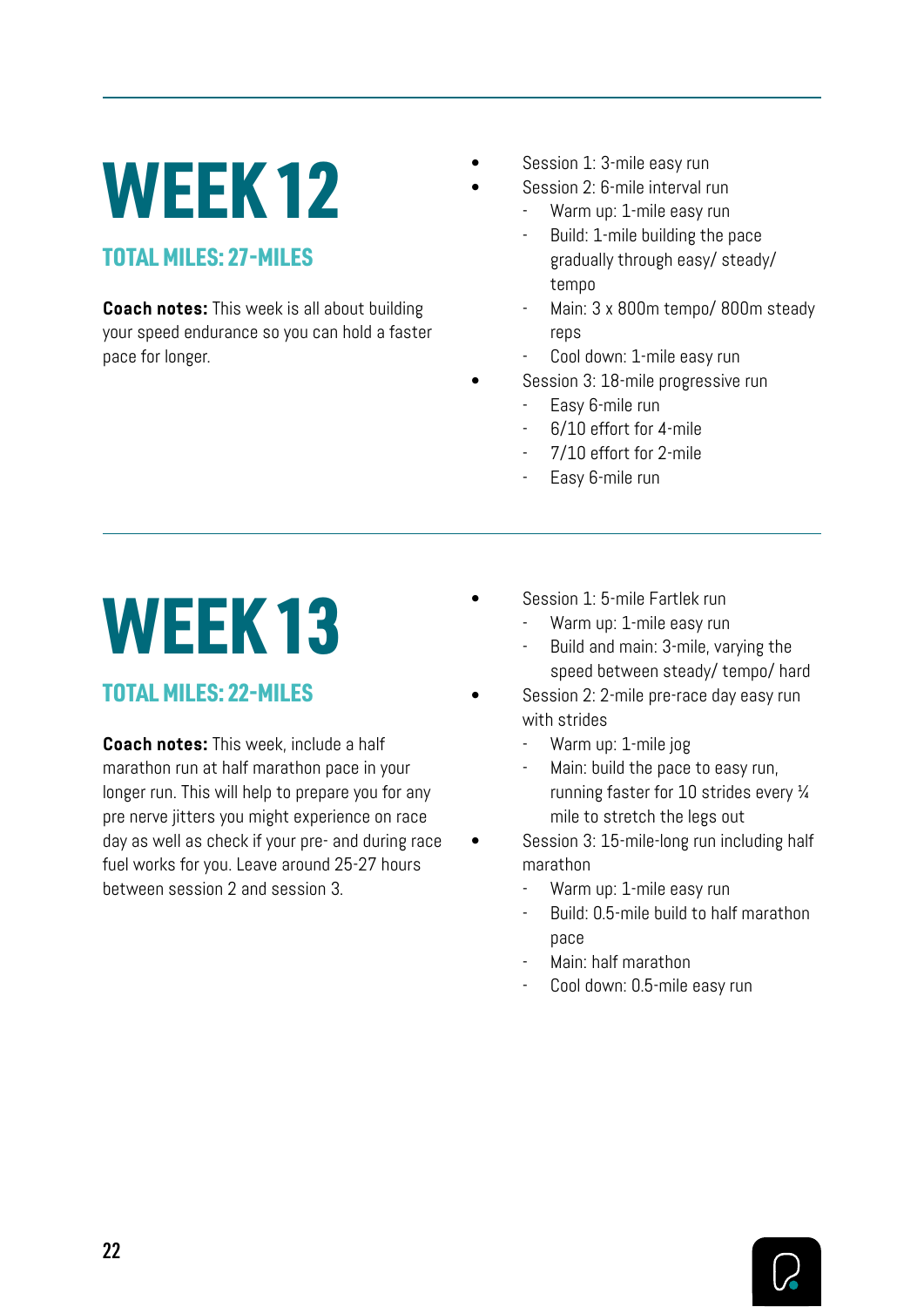# WEEK 12

## TOTAL MILES: 27-MILES

**Coach notes:** This week is all about building your speed endurance so you can hold a faster pace for longer.

- Session 1: 3-mile easy run
- Session 2: 6-mile interval run
    - Warm up: 1-mile easy run
    - Build: 1-mile building the pace gradually through easy/ steady/ tempo
    - Main: 3 x 800m tempo/ 800m steady reps
    - Cool down: 1-mile easy run
- Session 3: 18-mile progressive run
    - Easy 6-mile run
    - 6/10 effort for 4-mile
    - 7/10 effort for 2-mile
    - Easy 6-mile run

# WEEK 13

## TOTAL MILES: 22-MILES

**Coach notes:** This week, include a half marathon run at half marathon pace in your longer run. This will help to prepare you for any pre nerve jitters you might experience on race day as well as check if your pre- and during race fuel works for you. Leave around 25-27 hours between session 2 and session 3.

- Session 1: 5-mile Fartlek run
    - Warm up: 1-mile easy run
    - Build and main: 3-mile, varying the speed between steady/ tempo/ hard
- Session 2: 2-mile pre-race day easy run with strides
    - Warm up: 1-mile jog
    - Main: build the pace to easy run, running faster for 10 strides every ¼ mile to stretch the legs out
- Session 3: 15-mile-long run including half marathon
    - Warm up: 1-mile easy run
    - Build: 0.5-mile build to half marathon pace
    - Main: half marathon
    - Cool down: 0.5-mile easy run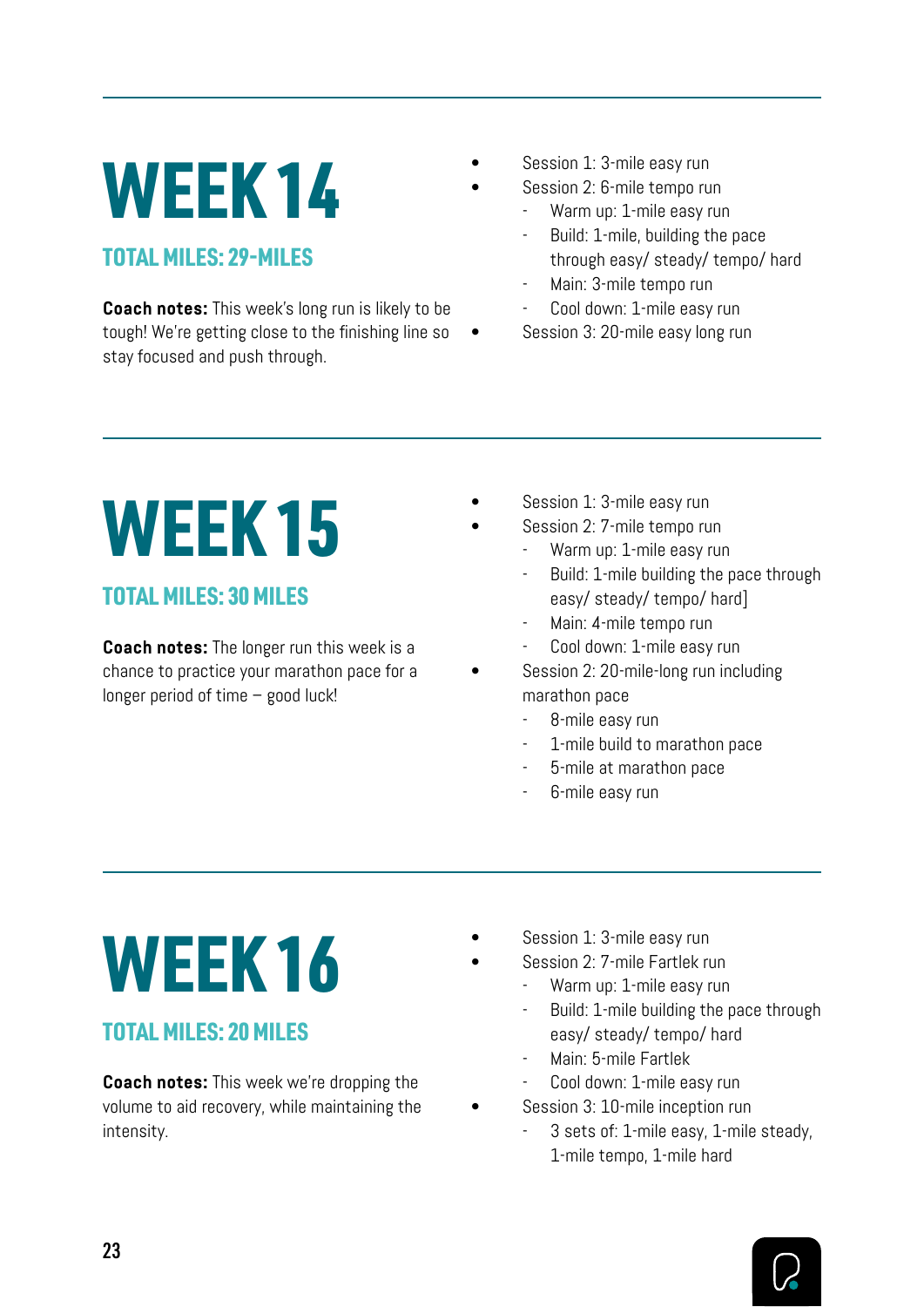# WEEK 14

## TOTAL MILES: 29-MILES

**Coach notes:** This week's long run is likely to be tough! We're getting close to the finishing line so stay focused and push through.

- Session 1: 3-mile easy run
- Session 2: 6-mile tempo run
  - Warm up: 1-mile easy run
  - Build: 1-mile, building the pace through easy/ steady/ tempo/ hard
  - Main: 3-mile tempo run
  - Cool down: 1-mile easy run
- Session 3: 20-mile easy long run

# WEEK 15

## TOTAL MILES: 30 MILES

**Coach notes:** The longer run this week is a chance to practice your marathon pace for a longer period of time – good luck!

- Session 1: 3-mile easy run
- Session 2: 7-mile tempo run
  - Warm up: 1-mile easy run
  - Build: 1-mile building the pace through easy/ steady/ tempo/ hard]
  - Main: 4-mile tempo run
  - Cool down: 1-mile easy run
- Session 2: 20-mile-long run including marathon pace
  - 8-mile easy run
  - 1-mile build to marathon pace
  - 5-mile at marathon pace
  - 6-mile easy run

# WEEK 16

## TOTAL MILES: 20 MILES

**Coach notes:** This week we're dropping the volume to aid recovery, while maintaining the intensity.

- Session 1: 3-mile easy run
- Session 2: 7-mile Fartlek run
  - Warm up: 1-mile easy run
  - Build: 1-mile building the pace through easy/ steady/ tempo/ hard
  - Main: 5-mile Fartlek
  - Cool down: 1-mile easy run
- Session 3: 10-mile inception run
  - 3 sets of: 1-mile easy, 1-mile steady, 1-mile tempo, 1-mile hard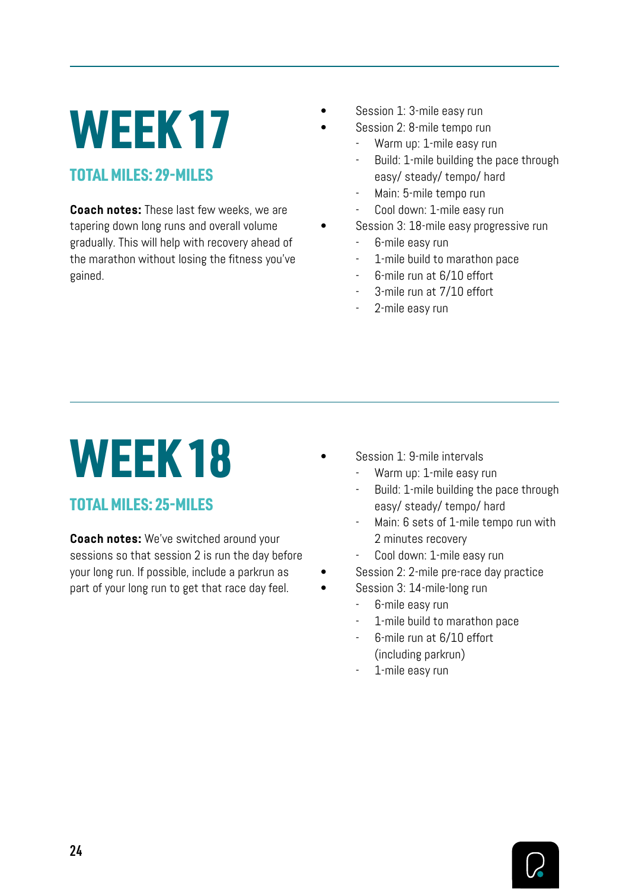# WEEK 17

## TOTAL MILES: 29-MILES

**Coach notes:** These last few weeks, we are tapering down long runs and overall volume gradually. This will help with recovery ahead of the marathon without losing the fitness you've gained.

- Session 1: 3-mile easy run
- Session 2: 8-mile tempo run
  - Warm up: 1-mile easy run
  - Build: 1-mile building the pace through easy/ steady/ tempo/ hard
  - Main: 5-mile tempo run
  - Cool down: 1-mile easy run
- Session 3: 18-mile easy progressive run
  - 6-mile easy run
  - 1-mile build to marathon pace
  - 6-mile run at 6/10 effort
  - 3-mile run at 7/10 effort
  - 2-mile easy run

# WEEK 18

## TOTAL MILES: 25-MILES

**Coach notes:** We've switched around your sessions so that session 2 is run the day before your long run. If possible, include a parkrun as part of your long run to get that race day feel.

- Session 1: 9-mile intervals
  - Warm up: 1-mile easy run
  - Build: 1-mile building the pace through easy/ steady/ tempo/ hard
  - Main: 6 sets of 1-mile tempo run with 2 minutes recovery
  - Cool down: 1-mile easy run
- Session 2: 2-mile pre-race day practice
- Session 3: 14-mile-long run
  - 6-mile easy run
  - 1-mile build to marathon pace
  - 6-mile run at 6/10 effort (including parkrun)
  - 1-mile easy run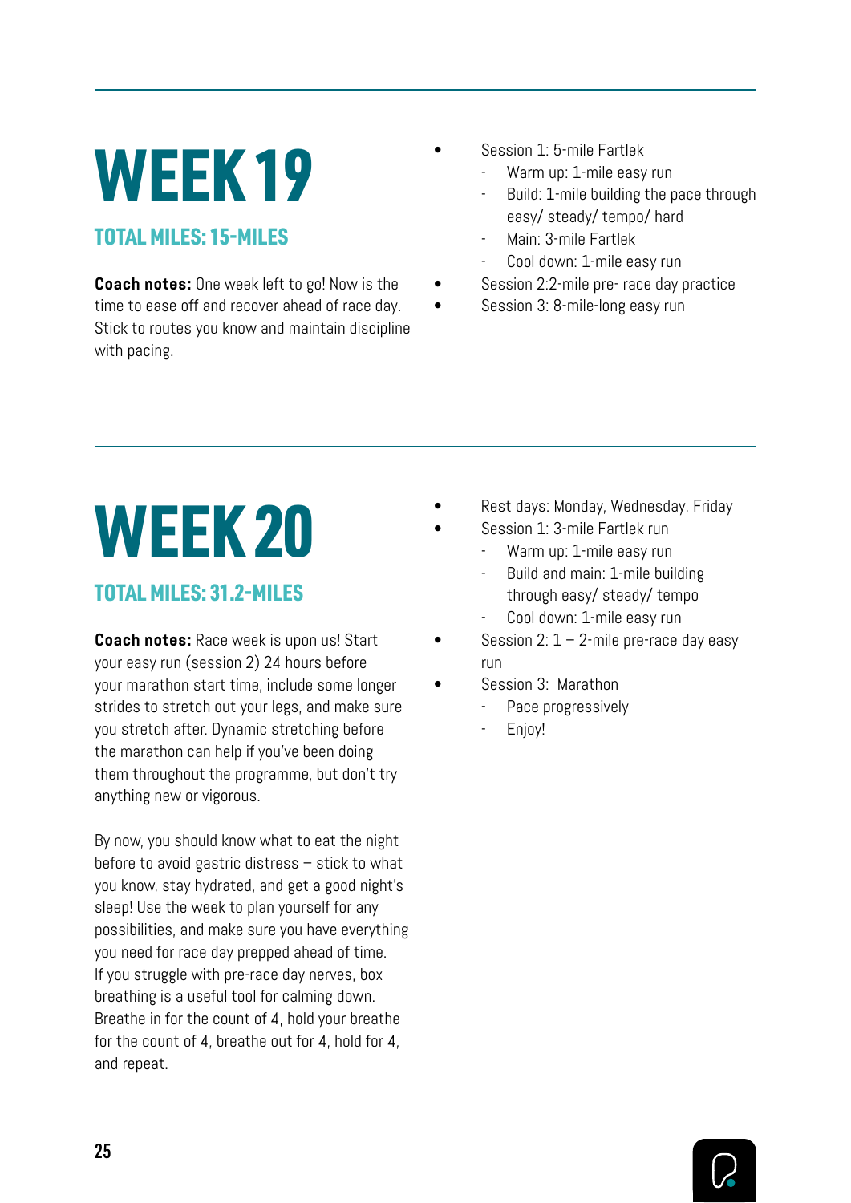# WEEK 19

## TOTAL MILES: 15-MILES

**Coach notes:** One week left to go! Now is the time to ease off and recover ahead of race day. Stick to routes you know and maintain discipline with pacing.

- Session 1: 5-mile Fartlek
  - Warm up: 1-mile easy run
  - Build: 1-mile building the pace through easy/ steady/ tempo/ hard
  - Main: 3-mile Fartlek
  - Cool down: 1-mile easy run
- Session 2:2-mile pre- race day practice
- Session 3: 8-mile-long easy run

# WEEK 20

## TOTAL MILES: 31.2-MILES

**Coach notes:** Race week is upon us! Start your easy run (session 2) 24 hours before your marathon start time, include some longer strides to stretch out your legs, and make sure you stretch after. Dynamic stretching before the marathon can help if you've been doing them throughout the programme, but don't try anything new or vigorous.

By now, you should know what to eat the night before to avoid gastric distress – stick to what you know, stay hydrated, and get a good night's sleep! Use the week to plan yourself for any possibilities, and make sure you have everything you need for race day prepped ahead of time. If you struggle with pre-race day nerves, box breathing is a useful tool for calming down. Breathe in for the count of 4, hold your breathe for the count of 4, breathe out for 4, hold for 4, and repeat.

- Rest days: Monday, Wednesday, Friday
- Session 1: 3-mile Fartlek run
  - Warm up: 1-mile easy run
  - Build and main: 1-mile building through easy/ steady/ tempo
  - Cool down: 1-mile easy run
- Session 2: 1 – 2-mile pre-race day easy run
- Session 3: Marathon
  - Pace progressively
  - Enjoy!